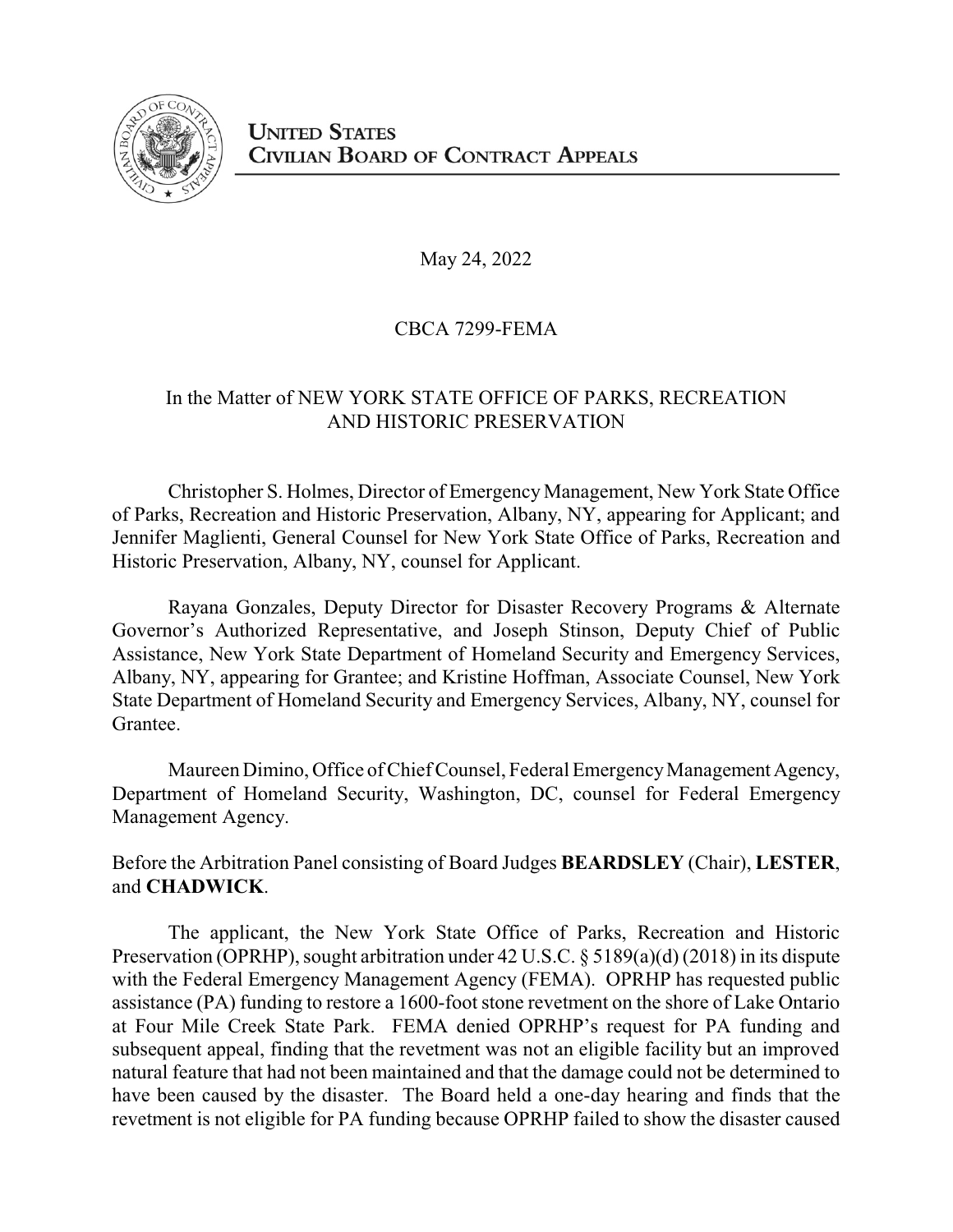**UNITED STATES**
**CIVILIAN BOARD OF CONTRACT APPEALS**

May 24, 2022

CBCA 7299-FEMA

In the Matter of NEW YORK STATE OFFICE OF PARKS, RECREATION AND HISTORIC PRESERVATION

Christopher S. Holmes, Director of Emergency Management, New York State Office of Parks, Recreation and Historic Preservation, Albany, NY, appearing for Applicant; and Jennifer Maglienti, General Counsel for New York State Office of Parks, Recreation and Historic Preservation, Albany, NY, counsel for Applicant.

Rayana Gonzales, Deputy Director for Disaster Recovery Programs & Alternate Governor's Authorized Representative, and Joseph Stinson, Deputy Chief of Public Assistance, New York State Department of Homeland Security and Emergency Services, Albany, NY, appearing for Grantee; and Kristine Hoffman, Associate Counsel, New York State Department of Homeland Security and Emergency Services, Albany, NY, counsel for Grantee.

Maureen Dimino, Office of Chief Counsel, Federal Emergency Management Agency, Department of Homeland Security, Washington, DC, counsel for Federal Emergency Management Agency.

Before the Arbitration Panel consisting of Board Judges **BEARDSLEY** (Chair), **LESTER**, and **CHADWICK**.

The applicant, the New York State Office of Parks, Recreation and Historic Preservation (OPRHP), sought arbitration under 42 U.S.C. § 5189(a)(d) (2018) in its dispute with the Federal Emergency Management Agency (FEMA). OPRHP has requested public assistance (PA) funding to restore a 1600-foot stone revetment on the shore of Lake Ontario at Four Mile Creek State Park. FEMA denied OPRHP's request for PA funding and subsequent appeal, finding that the revetment was not an eligible facility but an improved natural feature that had not been maintained and that the damage could not be determined to have been caused by the disaster. The Board held a one-day hearing and finds that the revetment is not eligible for PA funding because OPRHP failed to show the disaster caused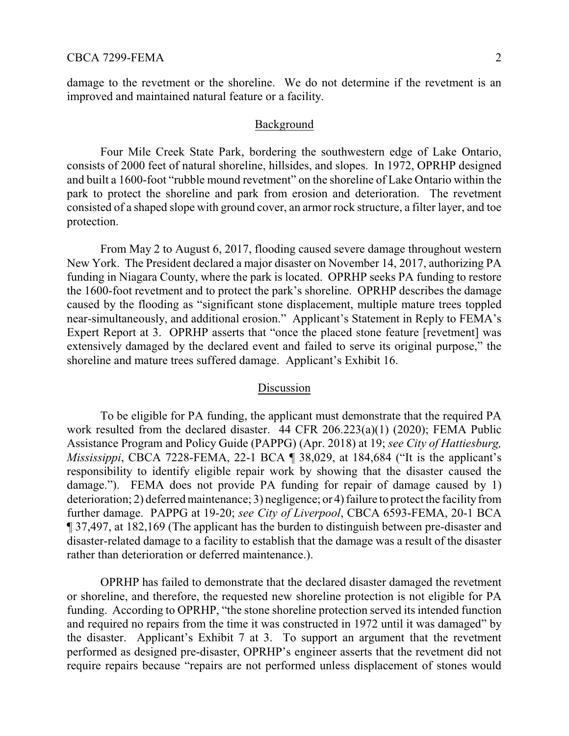damage to the revetment or the shoreline. We do not determine if the revetment is an improved and maintained natural feature or a facility.

## Background

Four Mile Creek State Park, bordering the southwestern edge of Lake Ontario, consists of 2000 feet of natural shoreline, hillsides, and slopes. In 1972, OPRHP designed and built a 1600-foot "rubble mound revetment" on the shoreline of Lake Ontario within the park to protect the shoreline and park from erosion and deterioration. The revetment consisted of a shaped slope with ground cover, an armor rock structure, a filter layer, and toe protection.

From May 2 to August 6, 2017, flooding caused severe damage throughout western New York. The President declared a major disaster on November 14, 2017, authorizing PA funding in Niagara County, where the park is located. OPRHP seeks PA funding to restore the 1600-foot revetment and to protect the park's shoreline. OPRHP describes the damage caused by the flooding as "significant stone displacement, multiple mature trees toppled near-simultaneously, and additional erosion." Applicant's Statement in Reply to FEMA's Expert Report at 3. OPRHP asserts that "once the placed stone feature [revetment] was extensively damaged by the declared event and failed to serve its original purpose," the shoreline and mature trees suffered damage. Applicant's Exhibit 16.

## Discussion

To be eligible for PA funding, the applicant must demonstrate that the required PA work resulted from the declared disaster. 44 CFR 206.223(a)(1) (2020); FEMA Public Assistance Program and Policy Guide (PAPPG) (Apr. 2018) at 19; *see City of Hattiesburg, Mississippi*, CBCA 7228-FEMA, 22-1 BCA ¶ 38,029, at 184,684 ("It is the applicant's responsibility to identify eligible repair work by showing that the disaster caused the damage."). FEMA does not provide PA funding for repair of damage caused by 1) deterioration; 2) deferred maintenance; 3) negligence; or 4) failure to protect the facility from further damage. PAPPG at 19-20; *see City of Liverpool*, CBCA 6593-FEMA, 20-1 BCA ¶ 37,497, at 182,169 (The applicant has the burden to distinguish between pre-disaster and disaster-related damage to a facility to establish that the damage was a result of the disaster rather than deterioration or deferred maintenance.).

OPRHP has failed to demonstrate that the declared disaster damaged the revetment or shoreline, and therefore, the requested new shoreline protection is not eligible for PA funding. According to OPRHP, "the stone shoreline protection served its intended function and required no repairs from the time it was constructed in 1972 until it was damaged" by the disaster. Applicant's Exhibit 7 at 3. To support an argument that the revetment performed as designed pre-disaster, OPRHP's engineer asserts that the revetment did not require repairs because "repairs are not performed unless displacement of stones would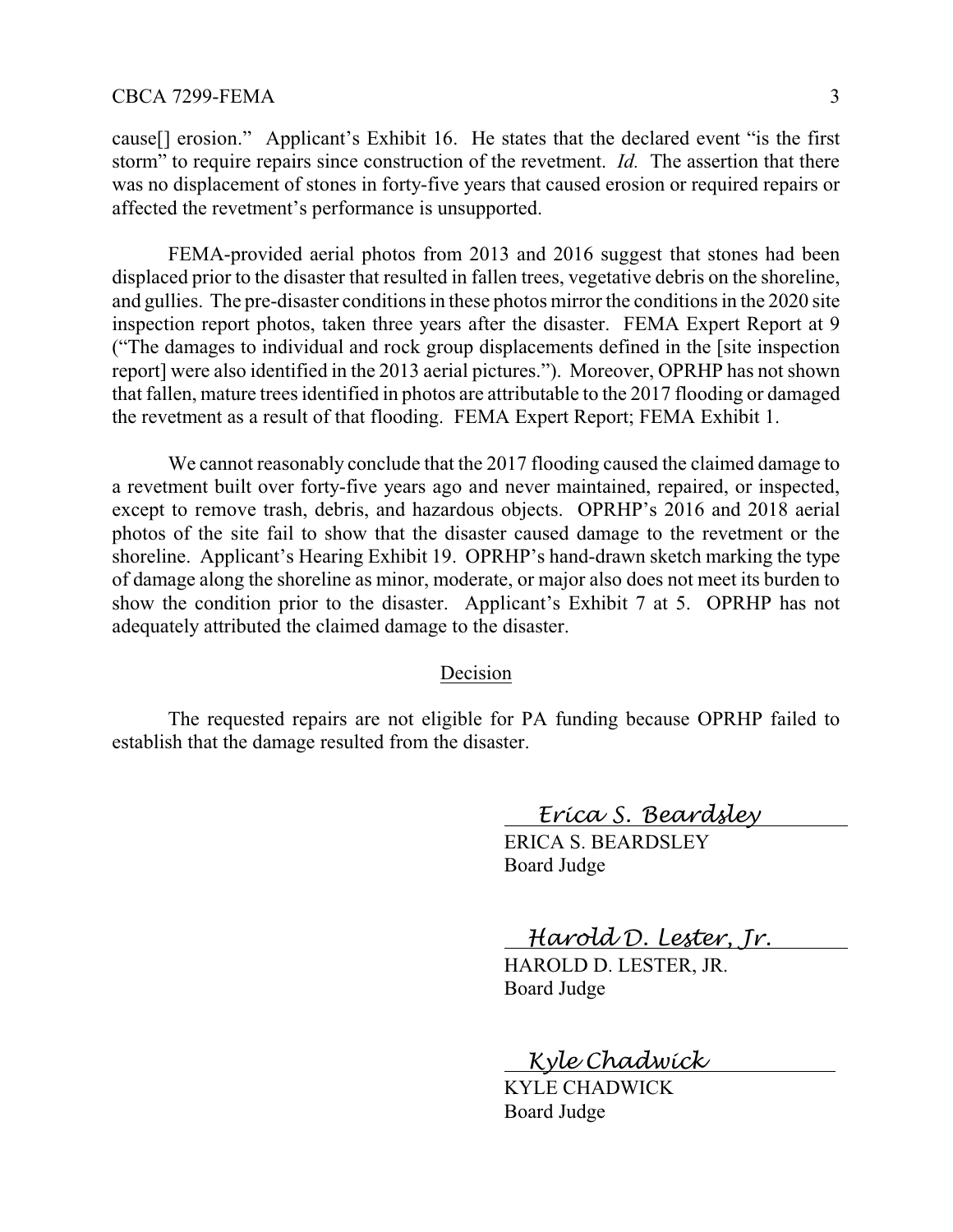cause[] erosion." Applicant's Exhibit 16. He states that the declared event "is the first storm" to require repairs since construction of the revetment. *Id.* The assertion that there was no displacement of stones in forty-five years that caused erosion or required repairs or affected the revetment's performance is unsupported.

FEMA-provided aerial photos from 2013 and 2016 suggest that stones had been displaced prior to the disaster that resulted in fallen trees, vegetative debris on the shoreline, and gullies. The pre-disaster conditions in these photos mirror the conditions in the 2020 site inspection report photos, taken three years after the disaster. FEMA Expert Report at 9 ("The damages to individual and rock group displacements defined in the [site inspection report] were also identified in the 2013 aerial pictures."). Moreover, OPRHP has not shown that fallen, mature trees identified in photos are attributable to the 2017 flooding or damaged the revetment as a result of that flooding. FEMA Expert Report; FEMA Exhibit 1.

We cannot reasonably conclude that the 2017 flooding caused the claimed damage to a revetment built over forty-five years ago and never maintained, repaired, or inspected, except to remove trash, debris, and hazardous objects. OPRHP's 2016 and 2018 aerial photos of the site fail to show that the disaster caused damage to the revetment or the shoreline. Applicant's Hearing Exhibit 19. OPRHP's hand-drawn sketch marking the type of damage along the shoreline as minor, moderate, or major also does not meet its burden to show the condition prior to the disaster. Applicant's Exhibit 7 at 5. OPRHP has not adequately attributed the claimed damage to the disaster.

## Decision

The requested repairs are not eligible for PA funding because OPRHP failed to establish that the damage resulted from the disaster.

*Erica S. Beardsley*
ERICA S. BEARDSLEY
Board Judge

*Harold D. Lester, Jr.*
HAROLD D. LESTER, JR.
Board Judge

*Kyle Chadwick*
KYLE CHADWICK
Board Judge